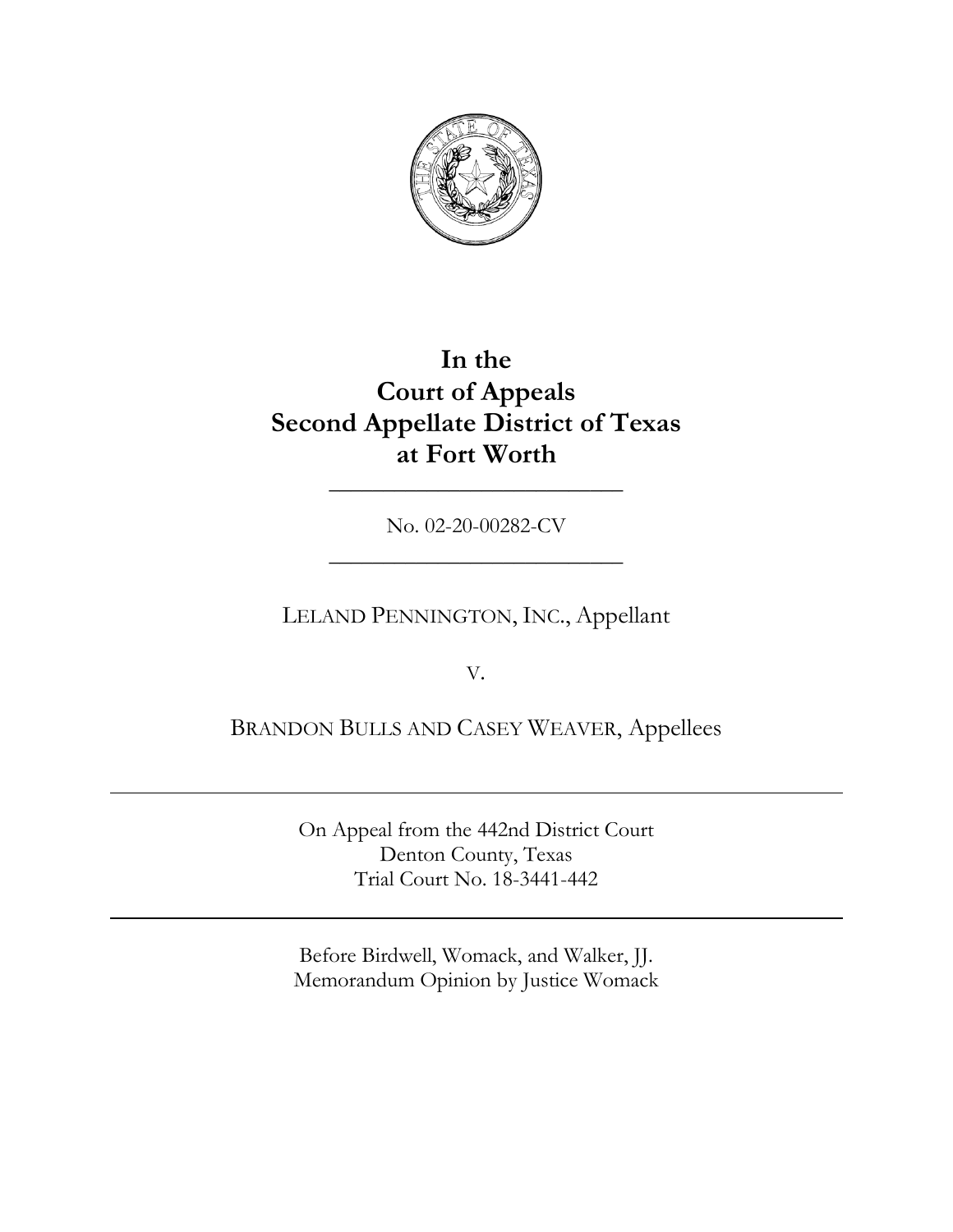# In the Court of Appeals Second Appellate District of Texas at Fort Worth

---

No. 02-20-00282-CV

---

LELAND PENNINGTON, INC., Appellant

V.

BRANDON BULLS AND CASEY WEAVER, Appellees

---

On Appeal from the 442nd District Court
Denton County, Texas
Trial Court No. 18-3441-442

---

Before Birdwell, Womack, and Walker, JJ.
Memorandum Opinion by Justice Womack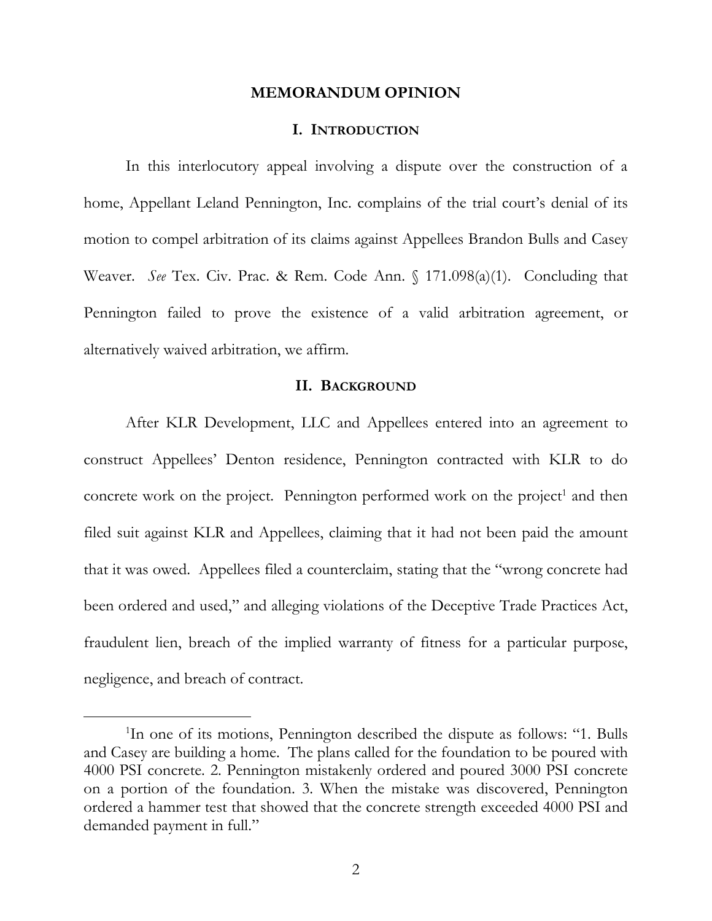## MEMORANDUM OPINION

### I. INTRODUCTION

In this interlocutory appeal involving a dispute over the construction of a home, Appellant Leland Pennington, Inc. complains of the trial court's denial of its motion to compel arbitration of its claims against Appellees Brandon Bulls and Casey Weaver. *See* Tex. Civ. Prac. & Rem. Code Ann. § 171.098(a)(1). Concluding that Pennington failed to prove the existence of a valid arbitration agreement, or alternatively waived arbitration, we affirm.

### II. BACKGROUND

After KLR Development, LLC and Appellees entered into an agreement to construct Appellees' Denton residence, Pennington contracted with KLR to do concrete work on the project. Pennington performed work on the project[1] and then filed suit against KLR and Appellees, claiming that it had not been paid the amount that it was owed. Appellees filed a counterclaim, stating that the "wrong concrete had been ordered and used," and alleging violations of the Deceptive Trade Practices Act, fraudulent lien, breach of the implied warranty of fitness for a particular purpose, negligence, and breach of contract.

[1]In one of its motions, Pennington described the dispute as follows: "1. Bulls and Casey are building a home. The plans called for the foundation to be poured with 4000 PSI concrete. 2. Pennington mistakenly ordered and poured 3000 PSI concrete on a portion of the foundation. 3. When the mistake was discovered, Pennington ordered a hammer test that showed that the concrete strength exceeded 4000 PSI and demanded payment in full."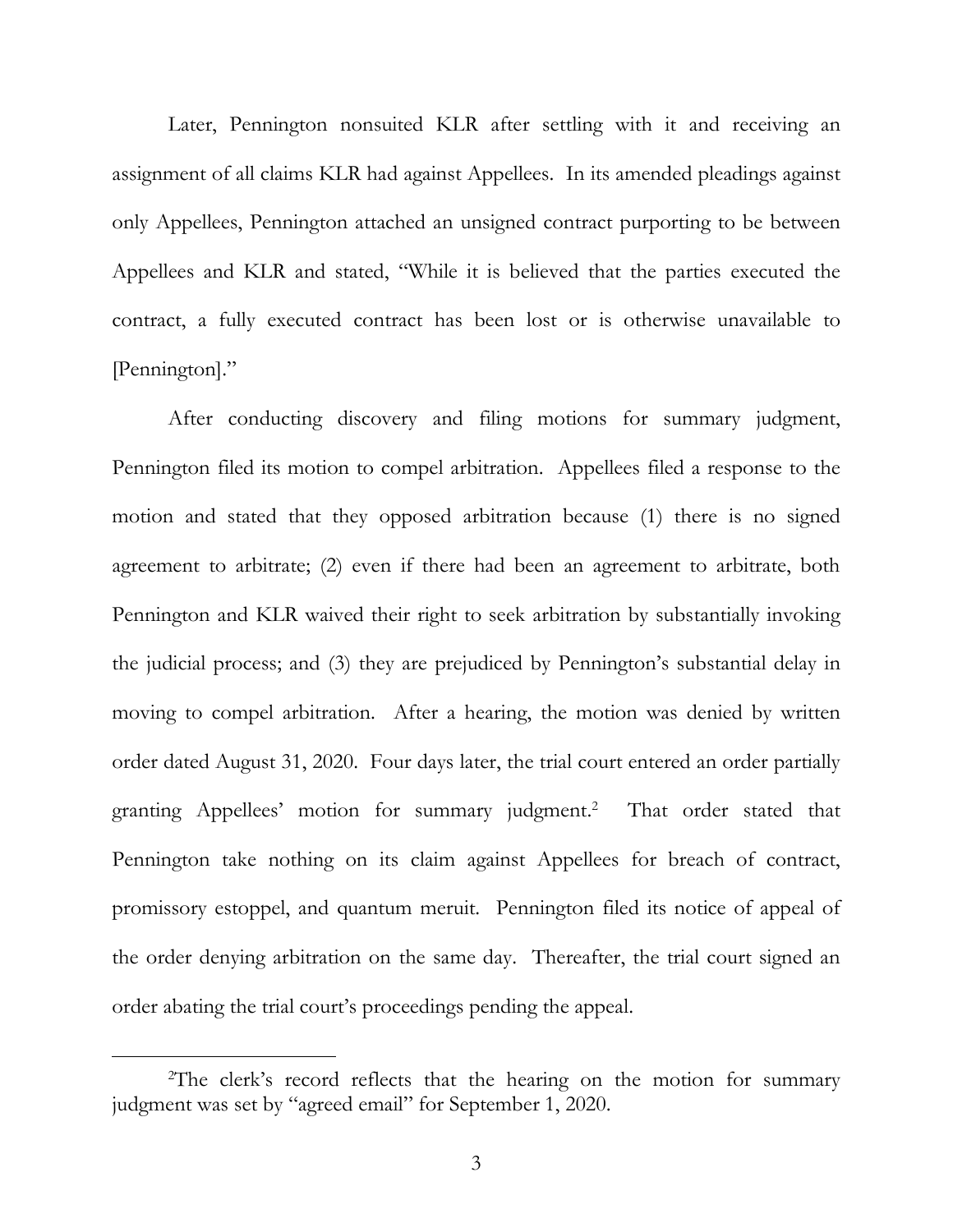Later, Pennington nonsuited KLR after settling with it and receiving an assignment of all claims KLR had against Appellees. In its amended pleadings against only Appellees, Pennington attached an unsigned contract purporting to be between Appellees and KLR and stated, "While it is believed that the parties executed the contract, a fully executed contract has been lost or is otherwise unavailable to [Pennington]."

After conducting discovery and filing motions for summary judgment, Pennington filed its motion to compel arbitration. Appellees filed a response to the motion and stated that they opposed arbitration because (1) there is no signed agreement to arbitrate; (2) even if there had been an agreement to arbitrate, both Pennington and KLR waived their right to seek arbitration by substantially invoking the judicial process; and (3) they are prejudiced by Pennington's substantial delay in moving to compel arbitration. After a hearing, the motion was denied by written order dated August 31, 2020. Four days later, the trial court entered an order partially granting Appellees' motion for summary judgment.[2] That order stated that Pennington take nothing on its claim against Appellees for breach of contract, promissory estoppel, and quantum meruit. Pennington filed its notice of appeal of the order denying arbitration on the same day. Thereafter, the trial court signed an order abating the trial court's proceedings pending the appeal.

---

[2]The clerk's record reflects that the hearing on the motion for summary judgment was set by "agreed email" for September 1, 2020.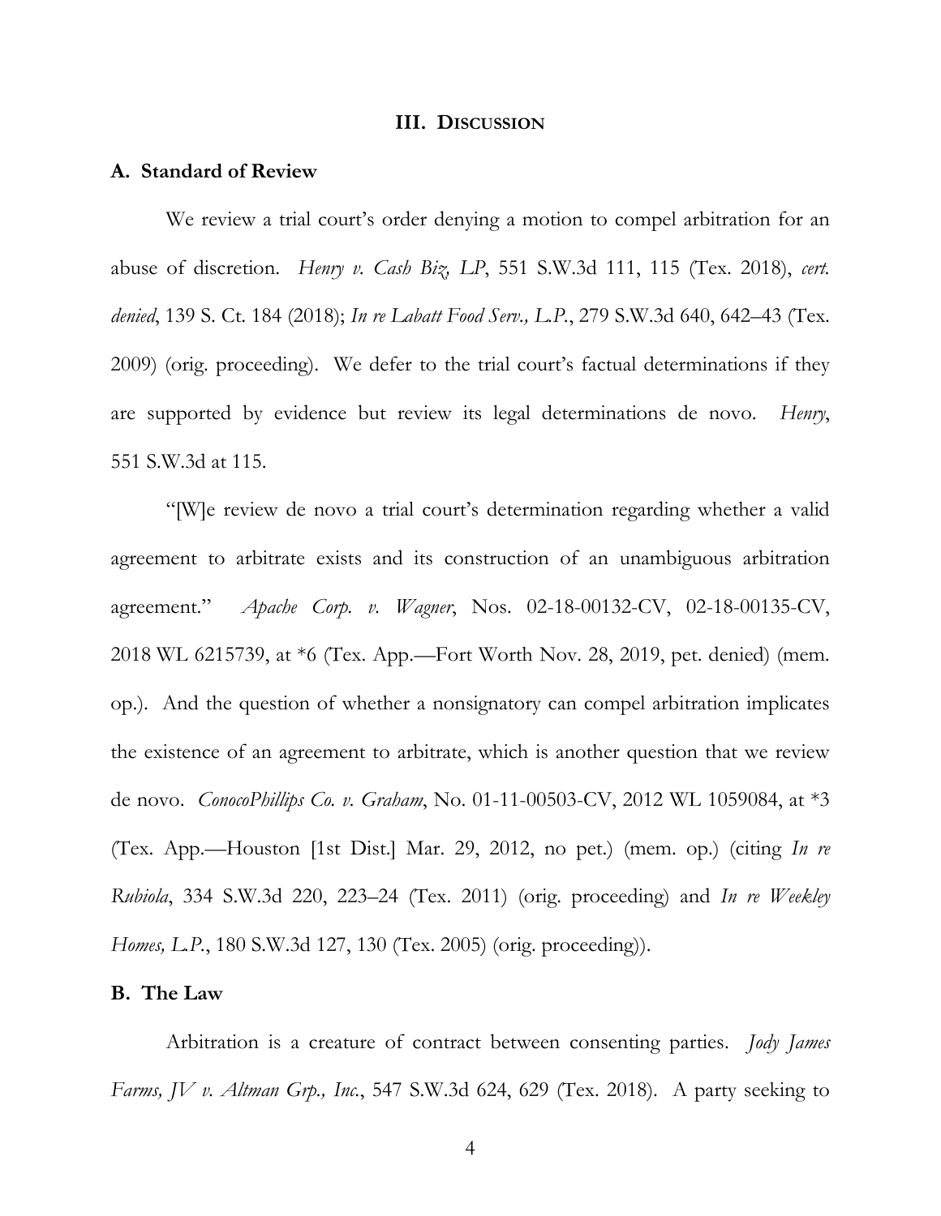## III. Discussion

### A. Standard of Review

We review a trial court's order denying a motion to compel arbitration for an abuse of discretion. *Henry v. Cash Biz, LP*, 551 S.W.3d 111, 115 (Tex. 2018), *cert. denied*, 139 S. Ct. 184 (2018); *In re Labatt Food Serv., L.P.*, 279 S.W.3d 640, 642–43 (Tex. 2009) (orig. proceeding). We defer to the trial court's factual determinations if they are supported by evidence but review its legal determinations de novo. *Henry*, 551 S.W.3d at 115.

"[W]e review de novo a trial court's determination regarding whether a valid agreement to arbitrate exists and its construction of an unambiguous arbitration agreement." *Apache Corp. v. Wagner*, Nos. 02-18-00132-CV, 02-18-00135-CV, 2018 WL 6215739, at *6 (Tex. App.—Fort Worth Nov. 28, 2019, pet. denied) (mem. op.). And the question of whether a nonsignatory can compel arbitration implicates the existence of an agreement to arbitrate, which is another question that we review de novo. *ConocoPhillips Co. v. Graham*, No. 01-11-00503-CV, 2012 WL 1059084, at *3 (Tex. App.—Houston [1st Dist.] Mar. 29, 2012, no pet.) (mem. op.) (citing *In re Rubiola*, 334 S.W.3d 220, 223–24 (Tex. 2011) (orig. proceeding) and *In re Weekley Homes, L.P.*, 180 S.W.3d 127, 130 (Tex. 2005) (orig. proceeding)).

### B. The Law

Arbitration is a creature of contract between consenting parties. *Jody James Farms, JV v. Altman Grp., Inc.*, 547 S.W.3d 624, 629 (Tex. 2018). A party seeking to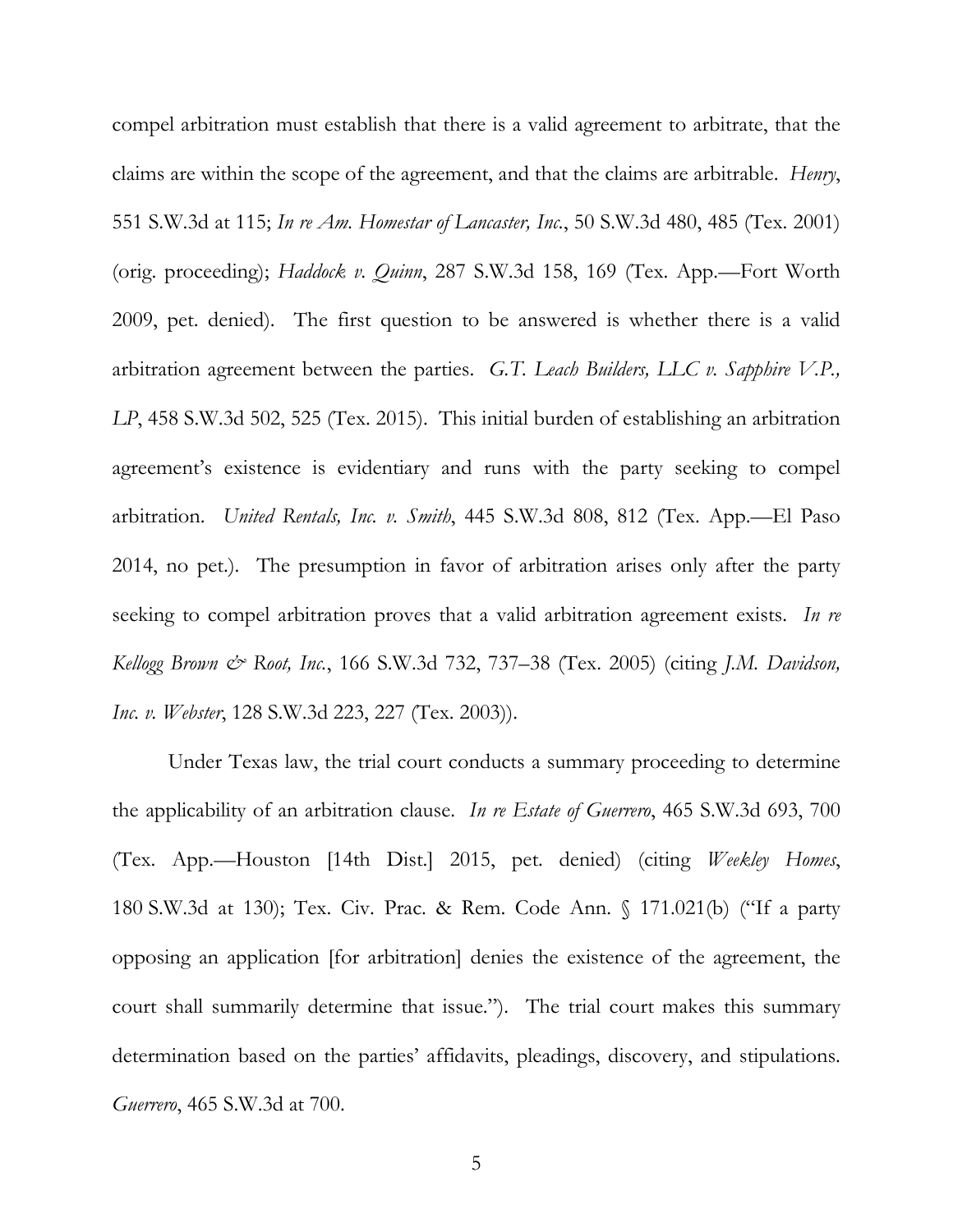compel arbitration must establish that there is a valid agreement to arbitrate, that the claims are within the scope of the agreement, and that the claims are arbitrable. *Henry*, 551 S.W.3d at 115; *In re Am. Homestar of Lancaster, Inc.*, 50 S.W.3d 480, 485 (Tex. 2001) (orig. proceeding); *Haddock v. Quinn*, 287 S.W.3d 158, 169 (Tex. App.—Fort Worth 2009, pet. denied). The first question to be answered is whether there is a valid arbitration agreement between the parties. *G.T. Leach Builders, LLC v. Sapphire V.P., LP*, 458 S.W.3d 502, 525 (Tex. 2015). This initial burden of establishing an arbitration agreement's existence is evidentiary and runs with the party seeking to compel arbitration. *United Rentals, Inc. v. Smith*, 445 S.W.3d 808, 812 (Tex. App.—El Paso 2014, no pet.). The presumption in favor of arbitration arises only after the party seeking to compel arbitration proves that a valid arbitration agreement exists. *In re Kellogg Brown & Root, Inc.*, 166 S.W.3d 732, 737–38 (Tex. 2005) (citing *J.M. Davidson, Inc. v. Webster*, 128 S.W.3d 223, 227 (Tex. 2003)).

Under Texas law, the trial court conducts a summary proceeding to determine the applicability of an arbitration clause. *In re Estate of Guerrero*, 465 S.W.3d 693, 700 (Tex. App.—Houston [14th Dist.] 2015, pet. denied) (citing *Weekley Homes*, 180 S.W.3d at 130); Tex. Civ. Prac. & Rem. Code Ann. § 171.021(b) ("If a party opposing an application [for arbitration] denies the existence of the agreement, the court shall summarily determine that issue."). The trial court makes this summary determination based on the parties' affidavits, pleadings, discovery, and stipulations. *Guerrero*, 465 S.W.3d at 700.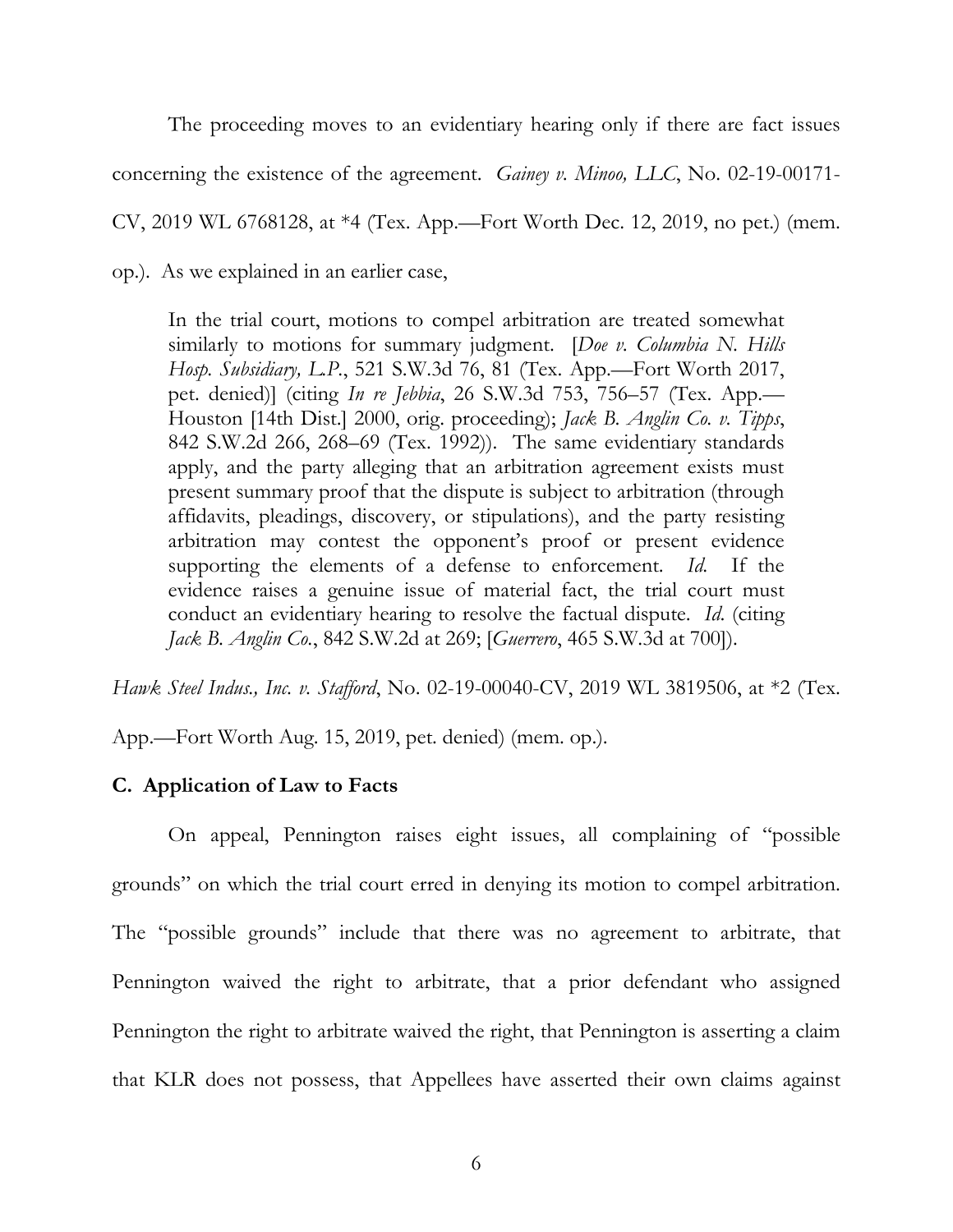The proceeding moves to an evidentiary hearing only if there are fact issues concerning the existence of the agreement. *Gainey v. Minoo, LLC*, No. 02-19-00171-CV, 2019 WL 6768128, at *4 (Tex. App.—Fort Worth Dec. 12, 2019, no pet.) (mem. op.). As we explained in an earlier case,

> In the trial court, motions to compel arbitration are treated somewhat similarly to motions for summary judgment. [*Doe v. Columbia N. Hills Hosp. Subsidiary, L.P.*, 521 S.W.3d 76, 81 (Tex. App.—Fort Worth 2017, pet. denied)] (citing *In re Jebbia*, 26 S.W.3d 753, 756–57 (Tex. App.—Houston [14th Dist.] 2000, orig. proceeding); *Jack B. Anglin Co. v. Tipps*, 842 S.W.2d 266, 268–69 (Tex. 1992)). The same evidentiary standards apply, and the party alleging that an arbitration agreement exists must present summary proof that the dispute is subject to arbitration (through affidavits, pleadings, discovery, or stipulations), and the party resisting arbitration may contest the opponent's proof or present evidence supporting the elements of a defense to enforcement. *Id.* If the evidence raises a genuine issue of material fact, the trial court must conduct an evidentiary hearing to resolve the factual dispute. *Id.* (citing *Jack B. Anglin Co.*, 842 S.W.2d at 269; [*Guerrero*, 465 S.W.3d at 700]).

*Hawk Steel Indus., Inc. v. Stafford*, No. 02-19-00040-CV, 2019 WL 3819506, at *2 (Tex. App.—Fort Worth Aug. 15, 2019, pet. denied) (mem. op.).

### C. Application of Law to Facts

On appeal, Pennington raises eight issues, all complaining of "possible grounds" on which the trial court erred in denying its motion to compel arbitration. The "possible grounds" include that there was no agreement to arbitrate, that Pennington waived the right to arbitrate, that a prior defendant who assigned Pennington the right to arbitrate waived the right, that Pennington is asserting a claim that KLR does not possess, that Appellees have asserted their own claims against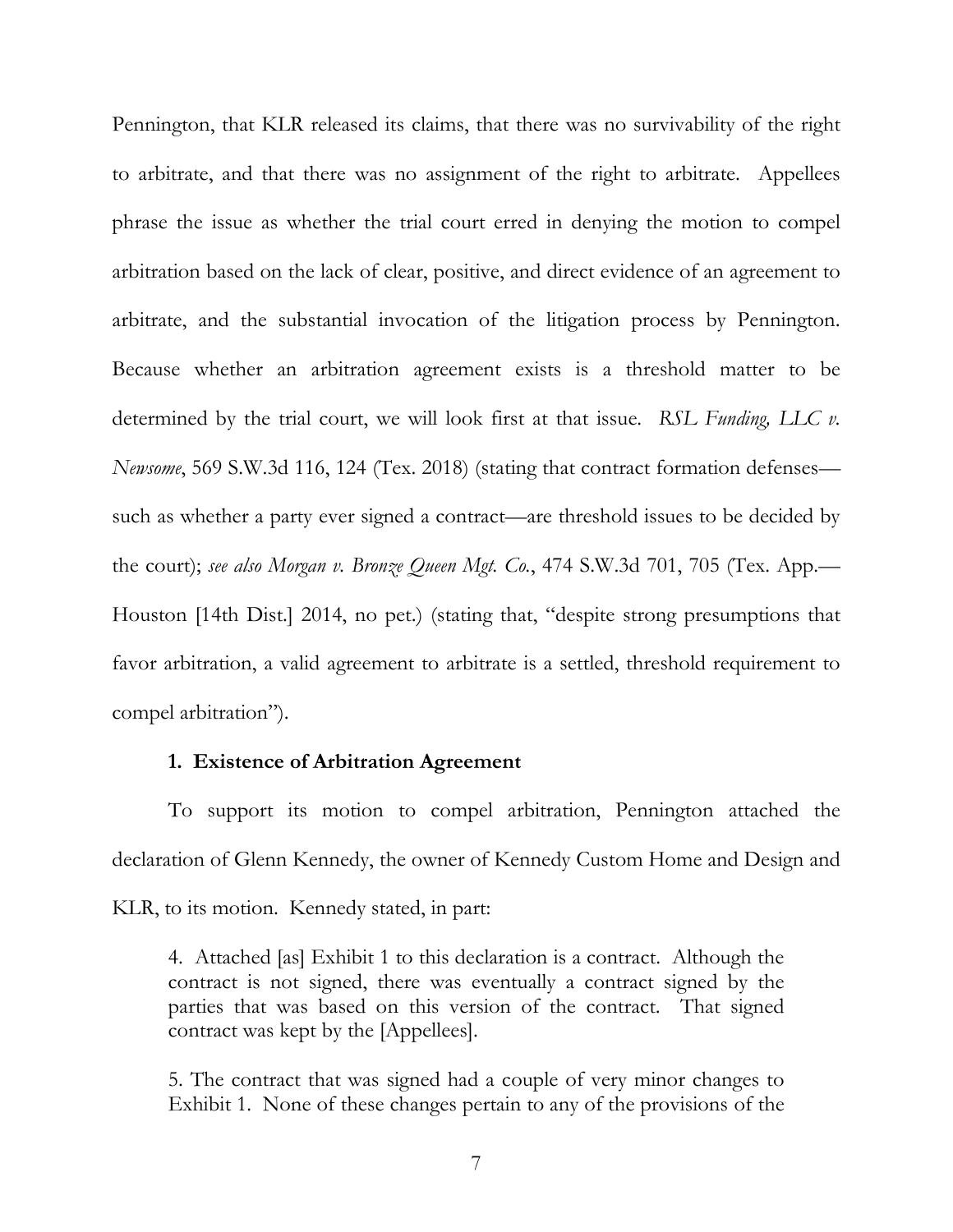Pennington, that KLR released its claims, that there was no survivability of the right to arbitrate, and that there was no assignment of the right to arbitrate. Appellees phrase the issue as whether the trial court erred in denying the motion to compel arbitration based on the lack of clear, positive, and direct evidence of an agreement to arbitrate, and the substantial invocation of the litigation process by Pennington. Because whether an arbitration agreement exists is a threshold matter to be determined by the trial court, we will look first at that issue. *RSL Funding, LLC v. Newsome*, 569 S.W.3d 116, 124 (Tex. 2018) (stating that contract formation defenses—such as whether a party ever signed a contract—are threshold issues to be decided by the court); *see also Morgan v. Bronze Queen Mgt. Co.*, 474 S.W.3d 701, 705 (Tex. App.—Houston [14th Dist.] 2014, no pet.) (stating that, "despite strong presumptions that favor arbitration, a valid agreement to arbitrate is a settled, threshold requirement to compel arbitration").

### 1. Existence of Arbitration Agreement

To support its motion to compel arbitration, Pennington attached the declaration of Glenn Kennedy, the owner of Kennedy Custom Home and Design and KLR, to its motion. Kennedy stated, in part:

> 4. Attached [as] Exhibit 1 to this declaration is a contract. Although the contract is not signed, there was eventually a contract signed by the parties that was based on this version of the contract. That signed contract was kept by the [Appellees].
>
> 5. The contract that was signed had a couple of very minor changes to Exhibit 1. None of these changes pertain to any of the provisions of the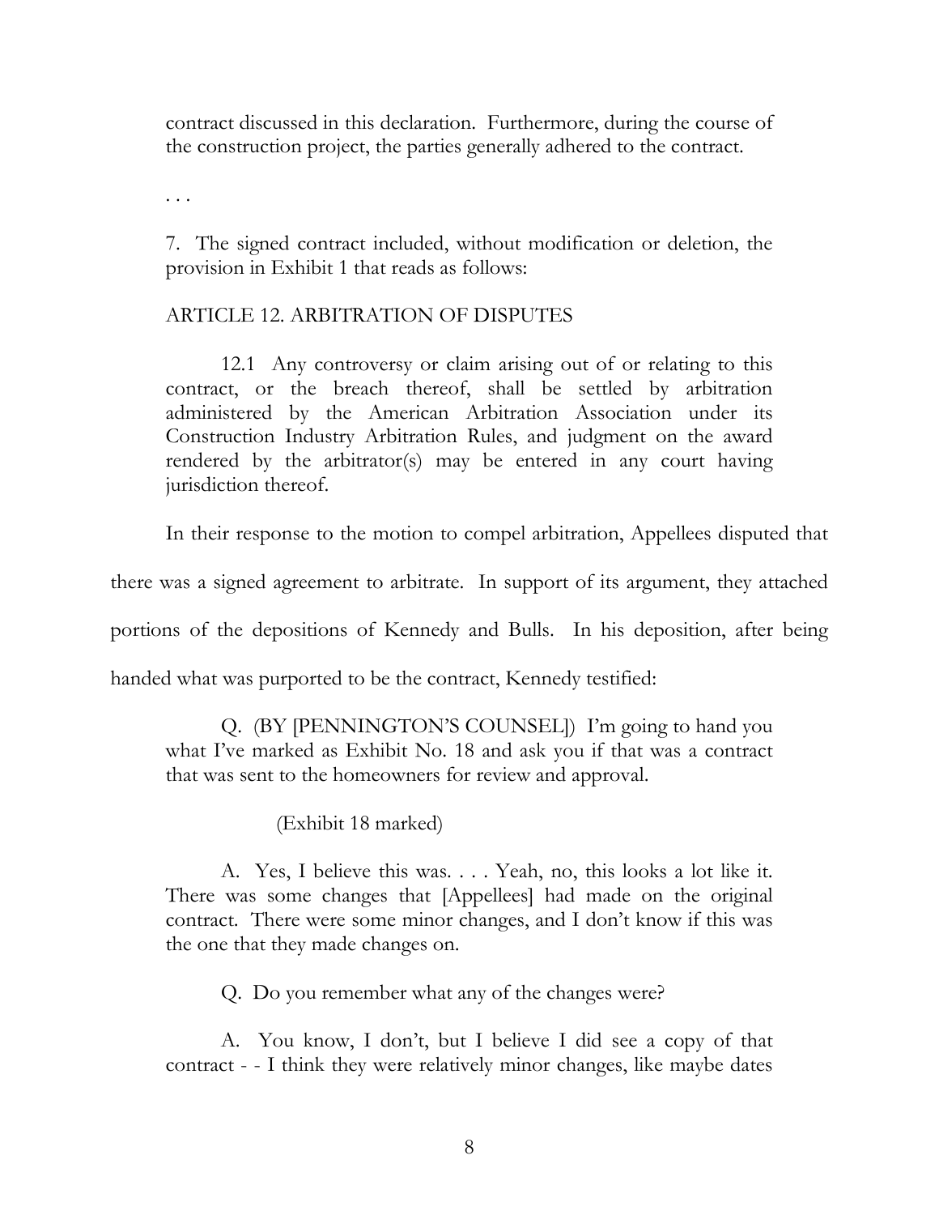contract discussed in this declaration. Furthermore, during the course of the construction project, the parties generally adhered to the contract.

. . .

7. The signed contract included, without modification or deletion, the provision in Exhibit 1 that reads as follows:

ARTICLE 12. ARBITRATION OF DISPUTES

> 12.1 Any controversy or claim arising out of or relating to this contract, or the breach thereof, shall be settled by arbitration administered by the American Arbitration Association under its Construction Industry Arbitration Rules, and judgment on the award rendered by the arbitrator(s) may be entered in any court having jurisdiction thereof.

In their response to the motion to compel arbitration, Appellees disputed that there was a signed agreement to arbitrate. In support of its argument, they attached portions of the depositions of Kennedy and Bulls. In his deposition, after being handed what was purported to be the contract, Kennedy testified:

> Q. (BY [PENNINGTON'S COUNSEL]) I'm going to hand you what I've marked as Exhibit No. 18 and ask you if that was a contract that was sent to the homeowners for review and approval.
>
> (Exhibit 18 marked)
>
> A. Yes, I believe this was. . . . Yeah, no, this looks a lot like it. There was some changes that [Appellees] had made on the original contract. There were some minor changes, and I don't know if this was the one that they made changes on.
>
> Q. Do you remember what any of the changes were?
>
> A. You know, I don't, but I believe I did see a copy of that contract - - I think they were relatively minor changes, like maybe dates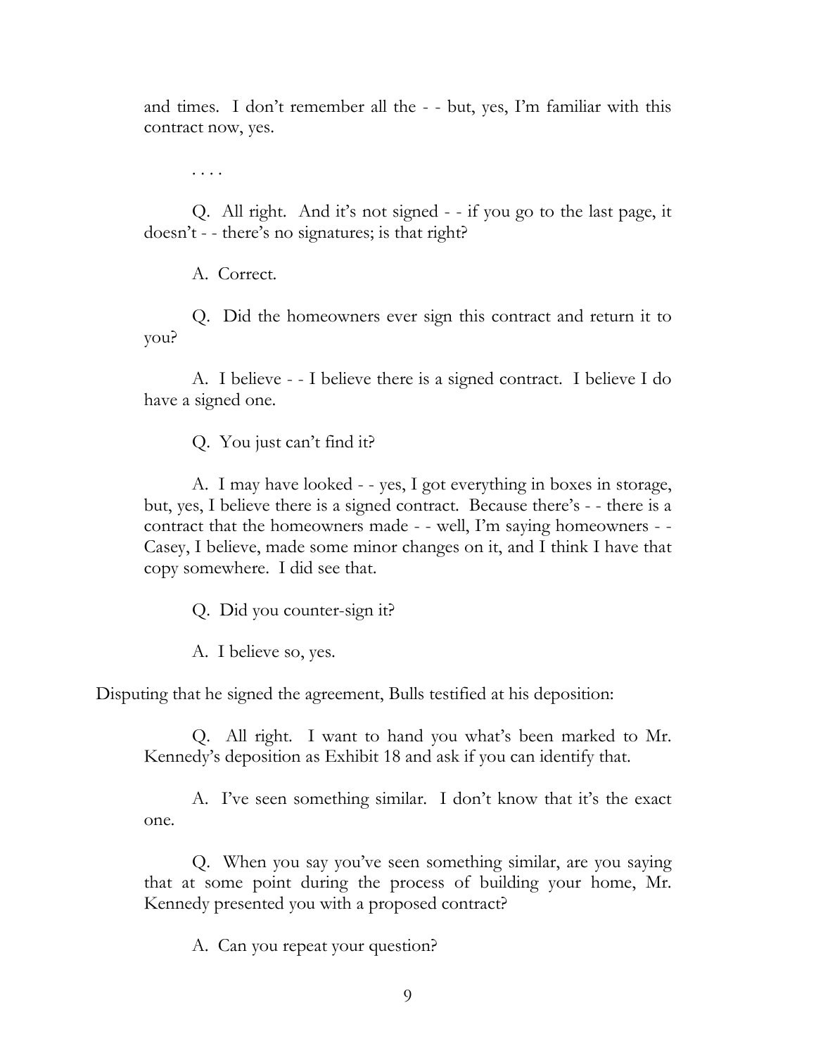and times. I don't remember all the - - but, yes, I'm familiar with this contract now, yes.

. . . .

Q. All right. And it's not signed - - if you go to the last page, it doesn't - - there's no signatures; is that right?

A. Correct.

Q. Did the homeowners ever sign this contract and return it to you?

A. I believe - - I believe there is a signed contract. I believe I do have a signed one.

Q. You just can't find it?

A. I may have looked - - yes, I got everything in boxes in storage, but, yes, I believe there is a signed contract. Because there's - - there is a contract that the homeowners made - - well, I'm saying homeowners - - Casey, I believe, made some minor changes on it, and I think I have that copy somewhere. I did see that.

Q. Did you counter-sign it?

A. I believe so, yes.

Disputing that he signed the agreement, Bulls testified at his deposition:

Q. All right. I want to hand you what's been marked to Mr. Kennedy's deposition as Exhibit 18 and ask if you can identify that.

A. I've seen something similar. I don't know that it's the exact one.

Q. When you say you've seen something similar, are you saying that at some point during the process of building your home, Mr. Kennedy presented you with a proposed contract?

A. Can you repeat your question?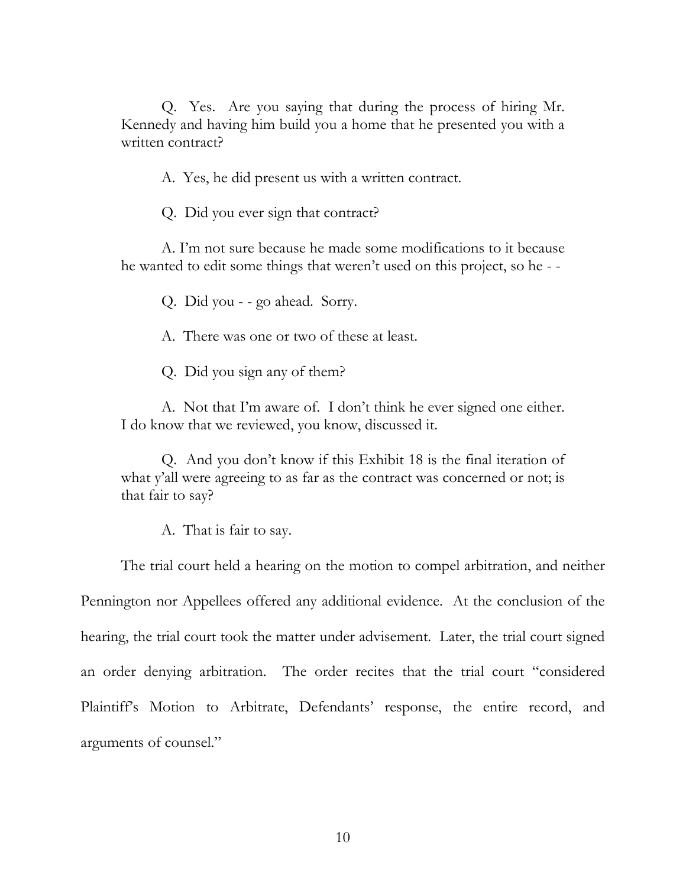Q. Yes. Are you saying that during the process of hiring Mr. Kennedy and having him build you a home that he presented you with a written contract?

A. Yes, he did present us with a written contract.

Q. Did you ever sign that contract?

A. I'm not sure because he made some modifications to it because he wanted to edit some things that weren't used on this project, so he - -

Q. Did you - - go ahead. Sorry.

A. There was one or two of these at least.

Q. Did you sign any of them?

A. Not that I'm aware of. I don't think he ever signed one either. I do know that we reviewed, you know, discussed it.

Q. And you don't know if this Exhibit 18 is the final iteration of what y'all were agreeing to as far as the contract was concerned or not; is that fair to say?

A. That is fair to say.

The trial court held a hearing on the motion to compel arbitration, and neither Pennington nor Appellees offered any additional evidence. At the conclusion of the hearing, the trial court took the matter under advisement. Later, the trial court signed an order denying arbitration. The order recites that the trial court "considered Plaintiff's Motion to Arbitrate, Defendants' response, the entire record, and arguments of counsel."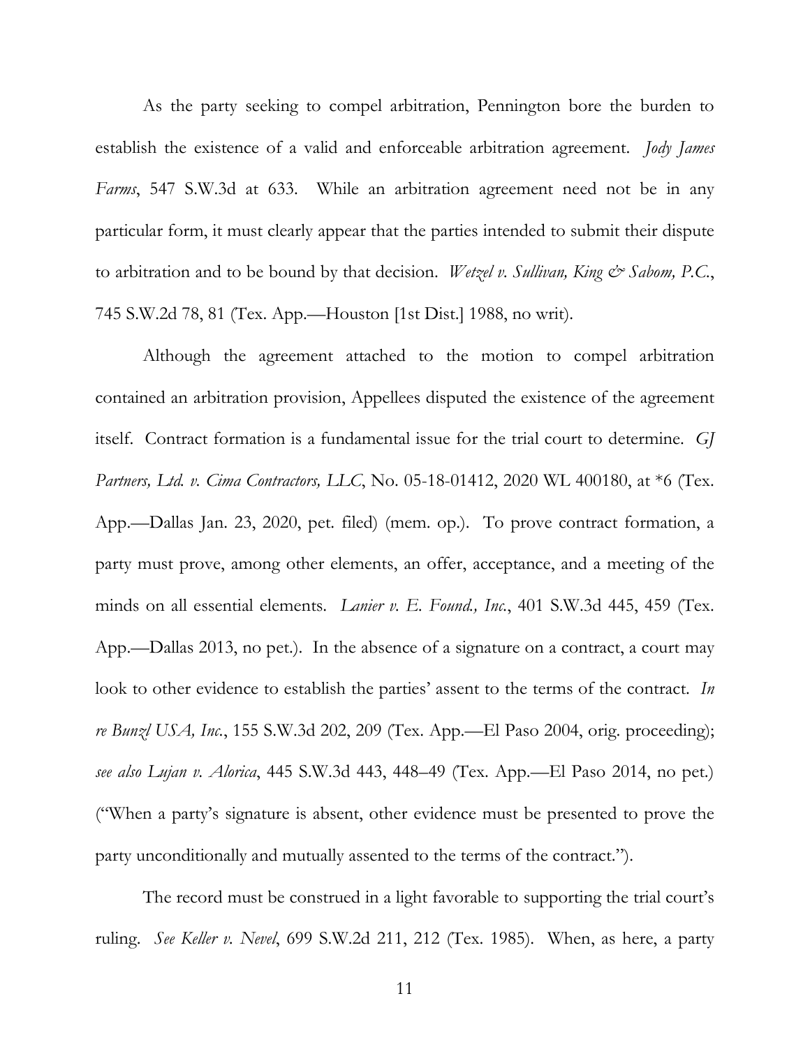As the party seeking to compel arbitration, Pennington bore the burden to establish the existence of a valid and enforceable arbitration agreement. *Jody James Farms*, 547 S.W.3d at 633. While an arbitration agreement need not be in any particular form, it must clearly appear that the parties intended to submit their dispute to arbitration and to be bound by that decision. *Wetzel v. Sullivan, King & Sabom, P.C.*, 745 S.W.2d 78, 81 (Tex. App.—Houston [1st Dist.] 1988, no writ).

Although the agreement attached to the motion to compel arbitration contained an arbitration provision, Appellees disputed the existence of the agreement itself. Contract formation is a fundamental issue for the trial court to determine. *GJ Partners, Ltd. v. Cima Contractors, LLC*, No. 05-18-01412, 2020 WL 400180, at *6 (Tex. App.—Dallas Jan. 23, 2020, pet. filed) (mem. op.). To prove contract formation, a party must prove, among other elements, an offer, acceptance, and a meeting of the minds on all essential elements. *Lanier v. E. Found., Inc.*, 401 S.W.3d 445, 459 (Tex. App.—Dallas 2013, no pet.). In the absence of a signature on a contract, a court may look to other evidence to establish the parties' assent to the terms of the contract. *In re Bunzl USA, Inc.*, 155 S.W.3d 202, 209 (Tex. App.—El Paso 2004, orig. proceeding); *see also Lujan v. Alorica*, 445 S.W.3d 443, 448–49 (Tex. App.—El Paso 2014, no pet.) ("When a party's signature is absent, other evidence must be presented to prove the party unconditionally and mutually assented to the terms of the contract.").

The record must be construed in a light favorable to supporting the trial court's ruling. *See Keller v. Nevel*, 699 S.W.2d 211, 212 (Tex. 1985). When, as here, a party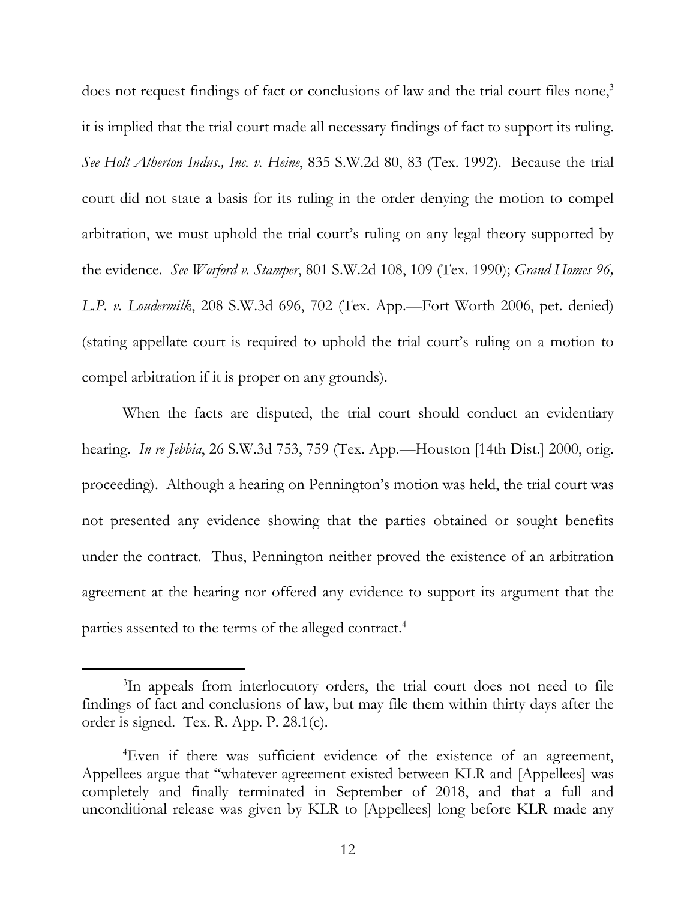does not request findings of fact or conclusions of law and the trial court files none,[3] it is implied that the trial court made all necessary findings of fact to support its ruling. *See Holt Atherton Indus., Inc. v. Heine*, 835 S.W.2d 80, 83 (Tex. 1992). Because the trial court did not state a basis for its ruling in the order denying the motion to compel arbitration, we must uphold the trial court's ruling on any legal theory supported by the evidence. *See Worford v. Stamper*, 801 S.W.2d 108, 109 (Tex. 1990); *Grand Homes 96, L.P. v. Loudermilk*, 208 S.W.3d 696, 702 (Tex. App.—Fort Worth 2006, pet. denied) (stating appellate court is required to uphold the trial court's ruling on a motion to compel arbitration if it is proper on any grounds).

When the facts are disputed, the trial court should conduct an evidentiary hearing. *In re Jebbia*, 26 S.W.3d 753, 759 (Tex. App.—Houston [14th Dist.] 2000, orig. proceeding). Although a hearing on Pennington's motion was held, the trial court was not presented any evidence showing that the parties obtained or sought benefits under the contract. Thus, Pennington neither proved the existence of an arbitration agreement at the hearing nor offered any evidence to support its argument that the parties assented to the terms of the alleged contract.[4]

---

[3]In appeals from interlocutory orders, the trial court does not need to file findings of fact and conclusions of law, but may file them within thirty days after the order is signed. Tex. R. App. P. 28.1(c).

[4]Even if there was sufficient evidence of the existence of an agreement, Appellees argue that "whatever agreement existed between KLR and [Appellees] was completely and finally terminated in September of 2018, and that a full and unconditional release was given by KLR to [Appellees] long before KLR made any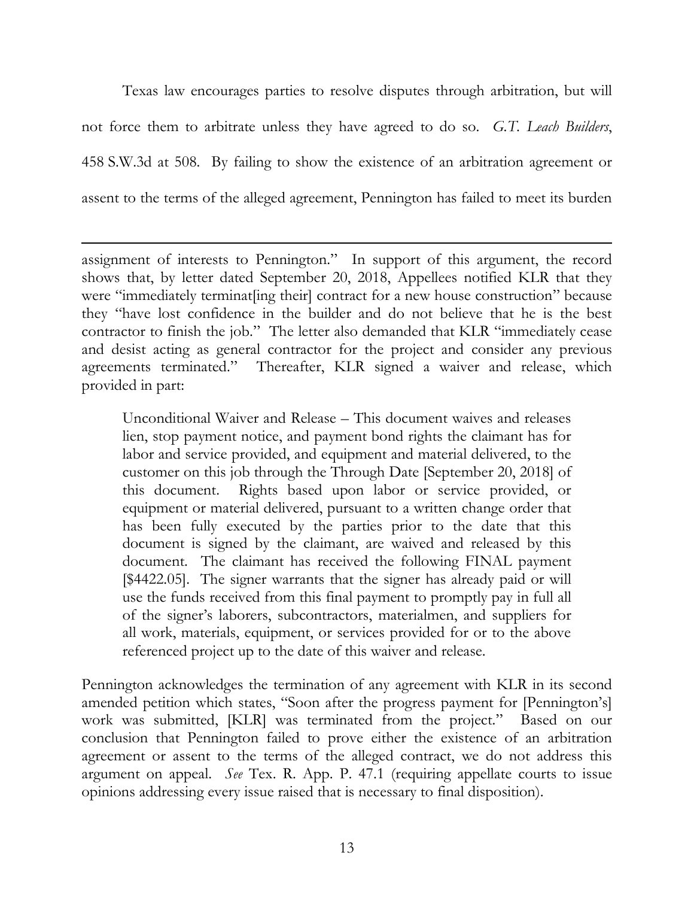Texas law encourages parties to resolve disputes through arbitration, but will not force them to arbitrate unless they have agreed to do so. *G.T. Leach Builders*, 458 S.W.3d at 508. By failing to show the existence of an arbitration agreement or assent to the terms of the alleged agreement, Pennington has failed to meet its burden

---

assignment of interests to Pennington." In support of this argument, the record shows that, by letter dated September 20, 2018, Appellees notified KLR that they were "immediately terminat[ing their] contract for a new house construction" because they "have lost confidence in the builder and do not believe that he is the best contractor to finish the job." The letter also demanded that KLR "immediately cease and desist acting as general contractor for the project and consider any previous agreements terminated." Thereafter, KLR signed a waiver and release, which provided in part:

> Unconditional Waiver and Release – This document waives and releases lien, stop payment notice, and payment bond rights the claimant has for labor and service provided, and equipment and material delivered, to the customer on this job through the Through Date [September 20, 2018] of this document. Rights based upon labor or service provided, or equipment or material delivered, pursuant to a written change order that has been fully executed by the parties prior to the date that this document is signed by the claimant, are waived and released by this document. The claimant has received the following FINAL payment [$4422.05]. The signer warrants that the signer has already paid or will use the funds received from this final payment to promptly pay in full all of the signer's laborers, subcontractors, materialmen, and suppliers for all work, materials, equipment, or services provided for or to the above referenced project up to the date of this waiver and release.

Pennington acknowledges the termination of any agreement with KLR in its second amended petition which states, "Soon after the progress payment for [Pennington's] work was submitted, [KLR] was terminated from the project." Based on our conclusion that Pennington failed to prove either the existence of an arbitration agreement or assent to the terms of the alleged contract, we do not address this argument on appeal. *See* Tex. R. App. P. 47.1 (requiring appellate courts to issue opinions addressing every issue raised that is necessary to final disposition).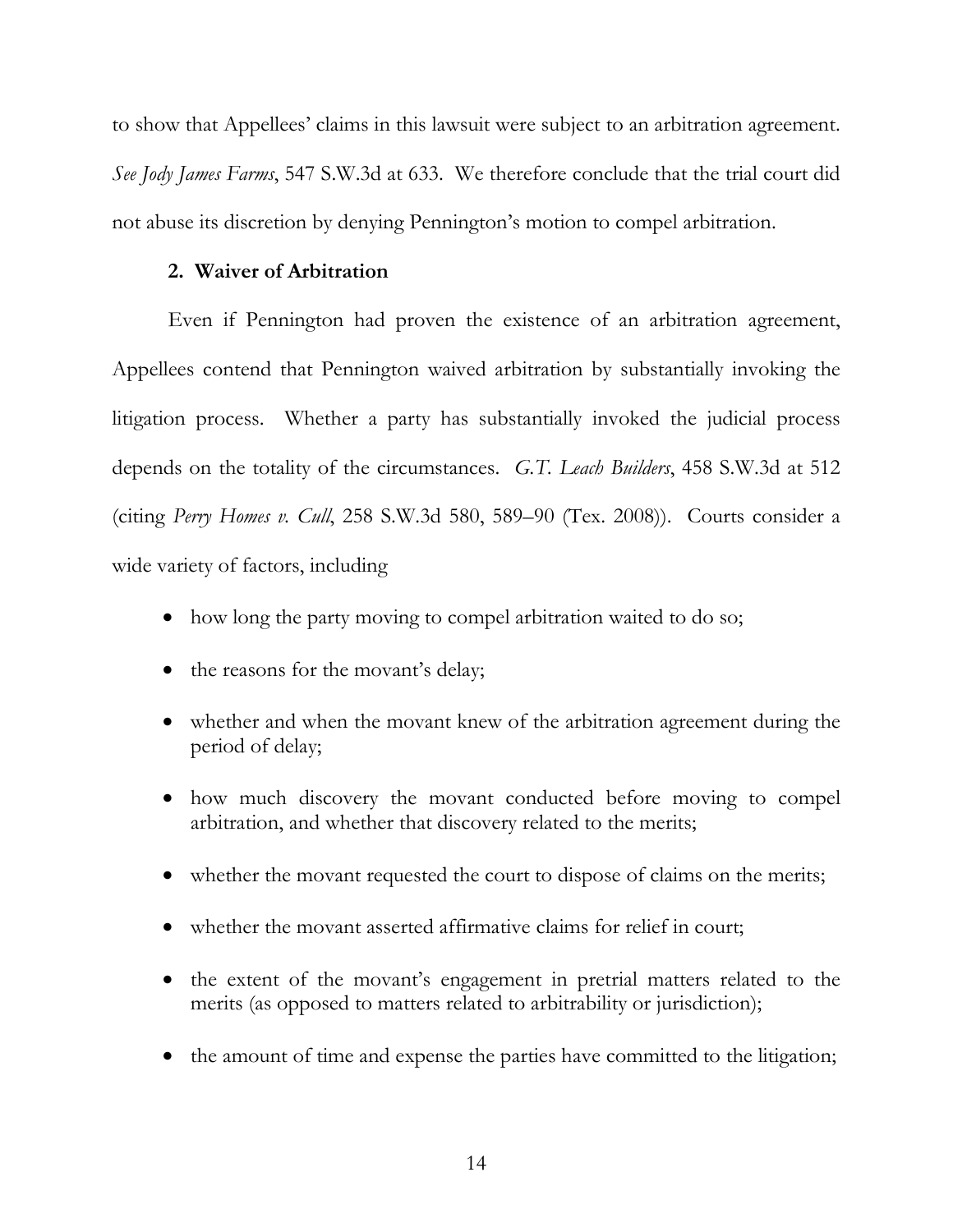to show that Appellees' claims in this lawsuit were subject to an arbitration agreement. *See Jody James Farms*, 547 S.W.3d at 633. We therefore conclude that the trial court did not abuse its discretion by denying Pennington's motion to compel arbitration.

**2. Waiver of Arbitration**

Even if Pennington had proven the existence of an arbitration agreement, Appellees contend that Pennington waived arbitration by substantially invoking the litigation process. Whether a party has substantially invoked the judicial process depends on the totality of the circumstances. *G.T. Leach Builders*, 458 S.W.3d at 512 (citing *Perry Homes v. Cull*, 258 S.W.3d 580, 589–90 (Tex. 2008)). Courts consider a wide variety of factors, including

- how long the party moving to compel arbitration waited to do so;
- the reasons for the movant's delay;
- whether and when the movant knew of the arbitration agreement during the period of delay;
- how much discovery the movant conducted before moving to compel arbitration, and whether that discovery related to the merits;
- whether the movant requested the court to dispose of claims on the merits;
- whether the movant asserted affirmative claims for relief in court;
- the extent of the movant's engagement in pretrial matters related to the merits (as opposed to matters related to arbitrability or jurisdiction);
- the amount of time and expense the parties have committed to the litigation;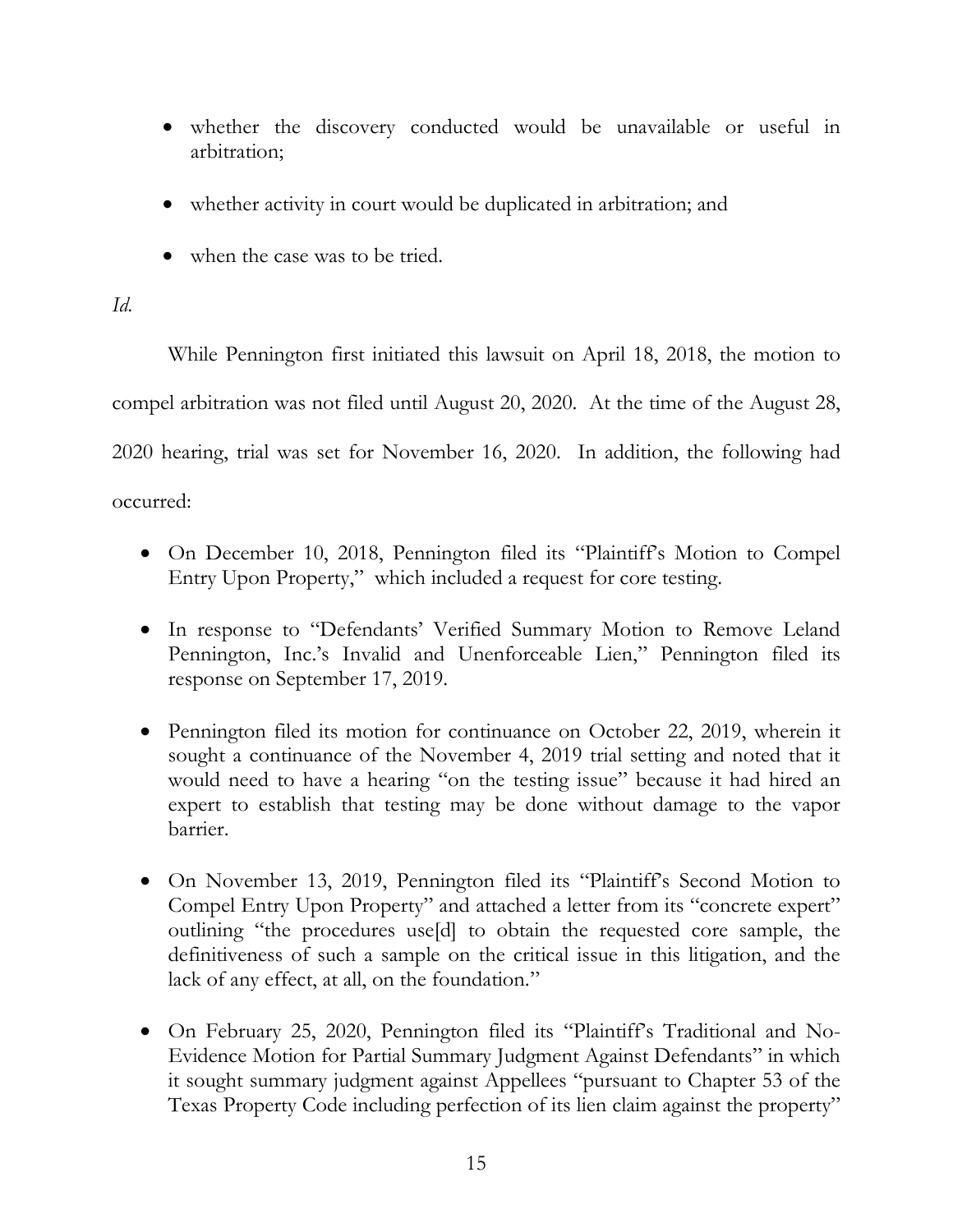- whether the discovery conducted would be unavailable or useful in arbitration;
- whether activity in court would be duplicated in arbitration; and
- when the case was to be tried.

*Id.*

While Pennington first initiated this lawsuit on April 18, 2018, the motion to compel arbitration was not filed until August 20, 2020. At the time of the August 28, 2020 hearing, trial was set for November 16, 2020. In addition, the following had occurred:

- On December 10, 2018, Pennington filed its "Plaintiff's Motion to Compel Entry Upon Property," which included a request for core testing.
- In response to "Defendants' Verified Summary Motion to Remove Leland Pennington, Inc.'s Invalid and Unenforceable Lien," Pennington filed its response on September 17, 2019.
- Pennington filed its motion for continuance on October 22, 2019, wherein it sought a continuance of the November 4, 2019 trial setting and noted that it would need to have a hearing "on the testing issue" because it had hired an expert to establish that testing may be done without damage to the vapor barrier.
- On November 13, 2019, Pennington filed its "Plaintiff's Second Motion to Compel Entry Upon Property" and attached a letter from its "concrete expert" outlining "the procedures use[d] to obtain the requested core sample, the definitiveness of such a sample on the critical issue in this litigation, and the lack of any effect, at all, on the foundation."
- On February 25, 2020, Pennington filed its "Plaintiff's Traditional and No-Evidence Motion for Partial Summary Judgment Against Defendants" in which it sought summary judgment against Appellees "pursuant to Chapter 53 of the Texas Property Code including perfection of its lien claim against the property"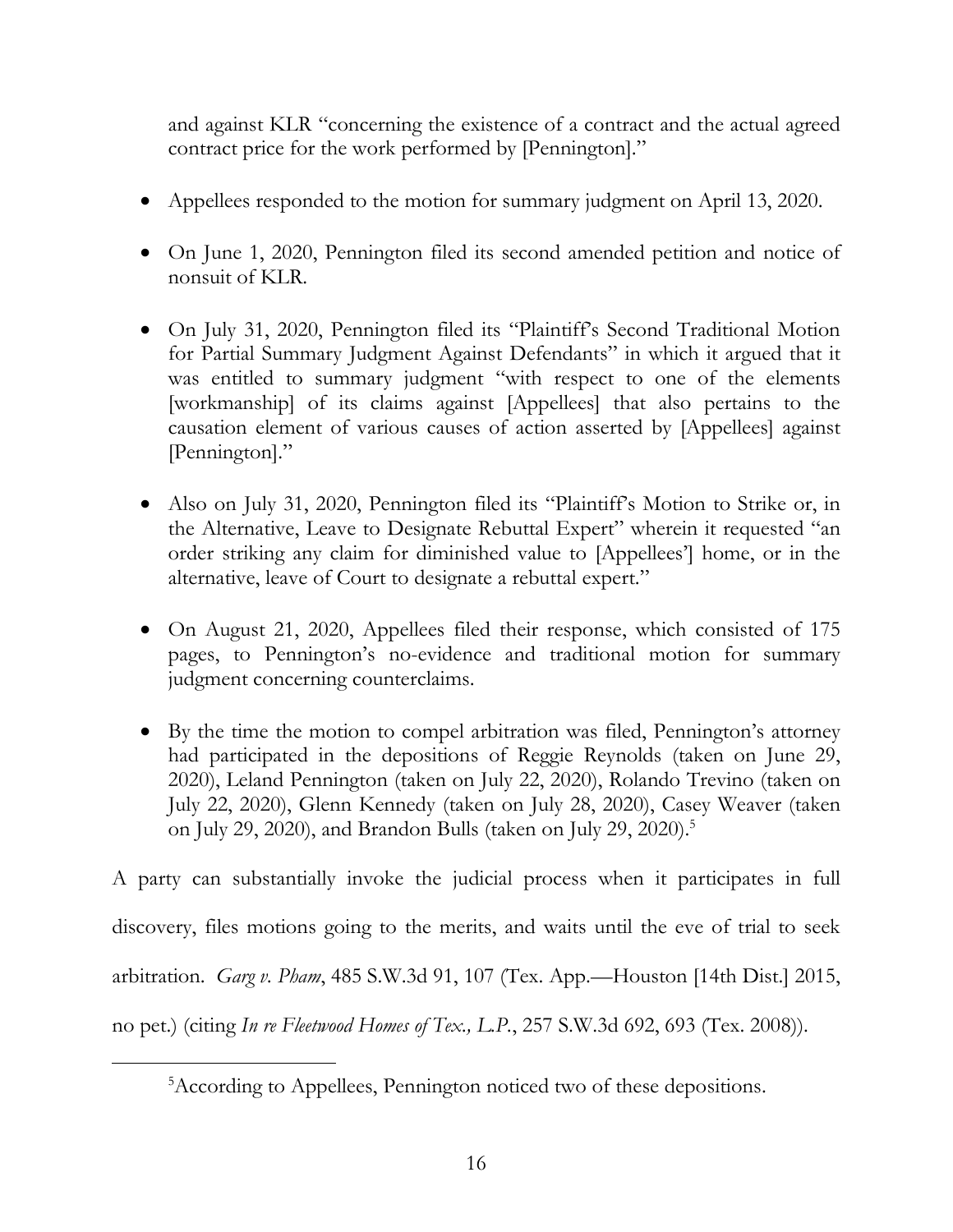and against KLR "concerning the existence of a contract and the actual agreed contract price for the work performed by [Pennington]."

- Appellees responded to the motion for summary judgment on April 13, 2020.
- On June 1, 2020, Pennington filed its second amended petition and notice of nonsuit of KLR.
- On July 31, 2020, Pennington filed its "Plaintiff's Second Traditional Motion for Partial Summary Judgment Against Defendants" in which it argued that it was entitled to summary judgment "with respect to one of the elements [workmanship] of its claims against [Appellees] that also pertains to the causation element of various causes of action asserted by [Appellees] against [Pennington]."
- Also on July 31, 2020, Pennington filed its "Plaintiff's Motion to Strike or, in the Alternative, Leave to Designate Rebuttal Expert" wherein it requested "an order striking any claim for diminished value to [Appellees'] home, or in the alternative, leave of Court to designate a rebuttal expert."
- On August 21, 2020, Appellees filed their response, which consisted of 175 pages, to Pennington's no-evidence and traditional motion for summary judgment concerning counterclaims.
- By the time the motion to compel arbitration was filed, Pennington's attorney had participated in the depositions of Reggie Reynolds (taken on June 29, 2020), Leland Pennington (taken on July 22, 2020), Rolando Trevino (taken on July 22, 2020), Glenn Kennedy (taken on July 28, 2020), Casey Weaver (taken on July 29, 2020), and Brandon Bulls (taken on July 29, 2020).[5]

A party can substantially invoke the judicial process when it participates in full discovery, files motions going to the merits, and waits until the eve of trial to seek arbitration. *Garg v. Pham*, 485 S.W.3d 91, 107 (Tex. App.—Houston [14th Dist.] 2015, no pet.) (citing *In re Fleetwood Homes of Tex., L.P.*, 257 S.W.3d 692, 693 (Tex. 2008)).

[5]According to Appellees, Pennington noticed two of these depositions.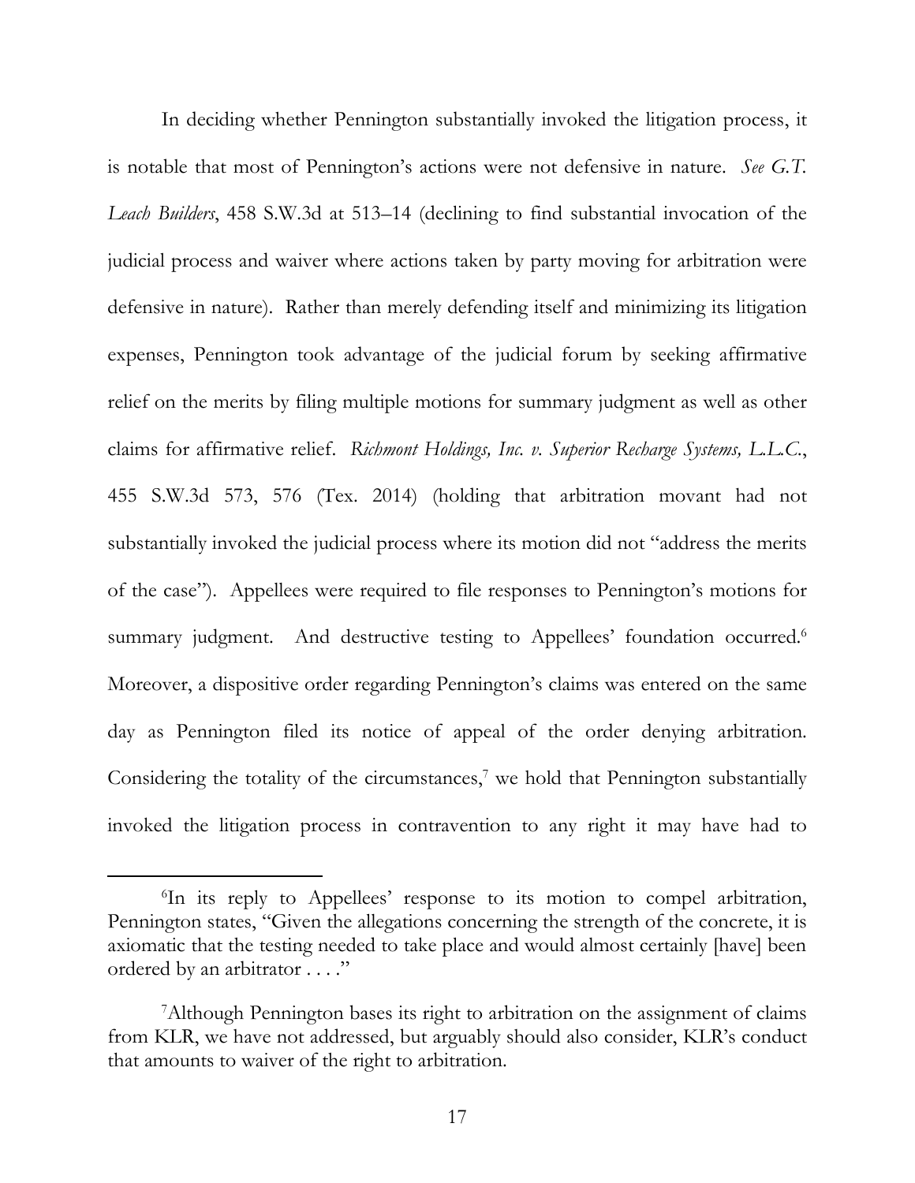In deciding whether Pennington substantially invoked the litigation process, it is notable that most of Pennington's actions were not defensive in nature. *See G.T. Leach Builders*, 458 S.W.3d at 513–14 (declining to find substantial invocation of the judicial process and waiver where actions taken by party moving for arbitration were defensive in nature). Rather than merely defending itself and minimizing its litigation expenses, Pennington took advantage of the judicial forum by seeking affirmative relief on the merits by filing multiple motions for summary judgment as well as other claims for affirmative relief. *Richmont Holdings, Inc. v. Superior Recharge Systems, L.L.C.*, 455 S.W.3d 573, 576 (Tex. 2014) (holding that arbitration movant had not substantially invoked the judicial process where its motion did not "address the merits of the case"). Appellees were required to file responses to Pennington's motions for summary judgment. And destructive testing to Appellees' foundation occurred.[6] Moreover, a dispositive order regarding Pennington's claims was entered on the same day as Pennington filed its notice of appeal of the order denying arbitration. Considering the totality of the circumstances,[7] we hold that Pennington substantially invoked the litigation process in contravention to any right it may have had to

---

[6]In its reply to Appellees' response to its motion to compel arbitration, Pennington states, "Given the allegations concerning the strength of the concrete, it is axiomatic that the testing needed to take place and would almost certainly [have] been ordered by an arbitrator . . . ."

[7]Although Pennington bases its right to arbitration on the assignment of claims from KLR, we have not addressed, but arguably should also consider, KLR's conduct that amounts to waiver of the right to arbitration.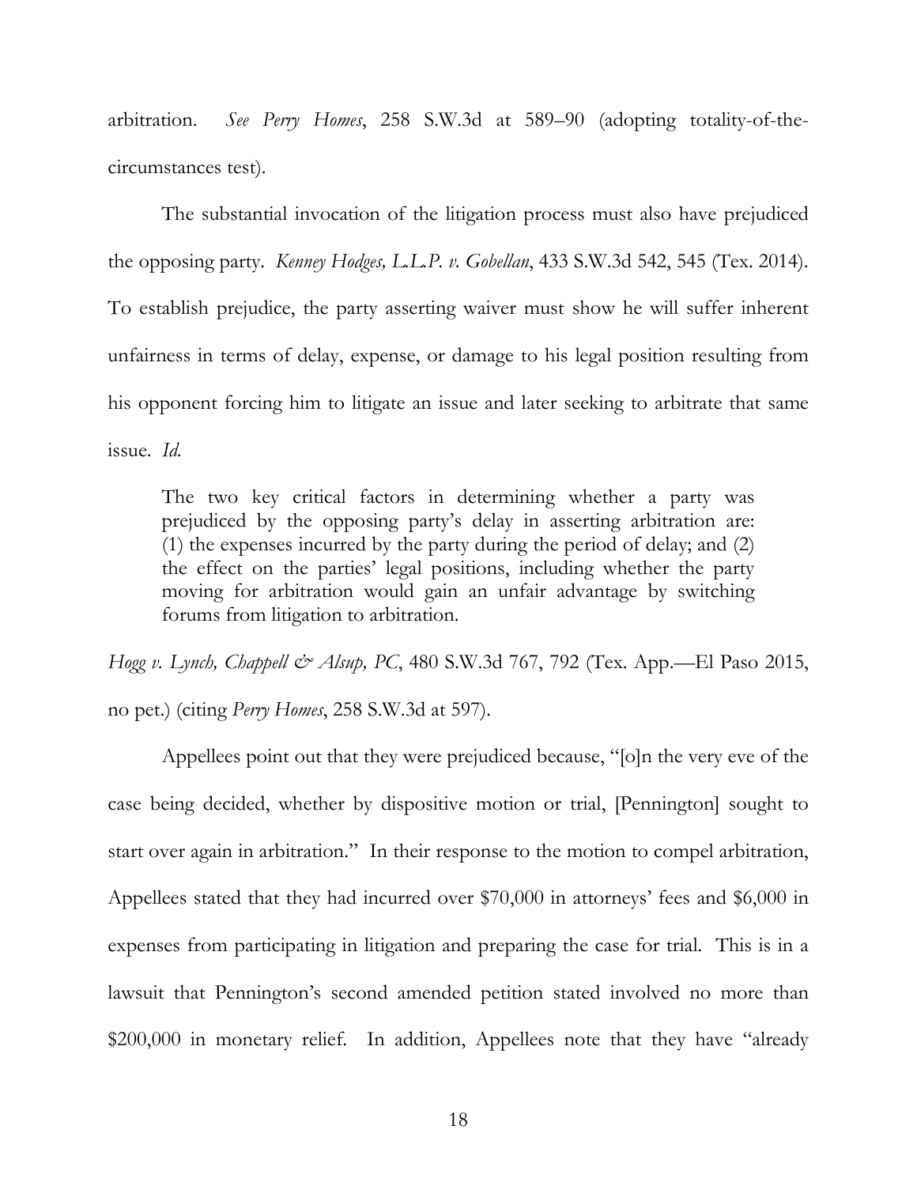arbitration. *See Perry Homes*, 258 S.W.3d at 589–90 (adopting totality-of-the-circumstances test).

The substantial invocation of the litigation process must also have prejudiced the opposing party. *Kenney Hodges, L.L.P. v. Gobellan*, 433 S.W.3d 542, 545 (Tex. 2014). To establish prejudice, the party asserting waiver must show he will suffer inherent unfairness in terms of delay, expense, or damage to his legal position resulting from his opponent forcing him to litigate an issue and later seeking to arbitrate that same issue. *Id.*

> The two key critical factors in determining whether a party was prejudiced by the opposing party's delay in asserting arbitration are: (1) the expenses incurred by the party during the period of delay; and (2) the effect on the parties' legal positions, including whether the party moving for arbitration would gain an unfair advantage by switching forums from litigation to arbitration.

*Hogg v. Lynch, Chappell & Alsup, PC*, 480 S.W.3d 767, 792 (Tex. App.—El Paso 2015, no pet.) (citing *Perry Homes*, 258 S.W.3d at 597).

Appellees point out that they were prejudiced because, "[o]n the very eve of the case being decided, whether by dispositive motion or trial, [Pennington] sought to start over again in arbitration." In their response to the motion to compel arbitration, Appellees stated that they had incurred over $70,000 in attorneys' fees and $6,000 in expenses from participating in litigation and preparing the case for trial. This is in a lawsuit that Pennington's second amended petition stated involved no more than $200,000 in monetary relief. In addition, Appellees note that they have "already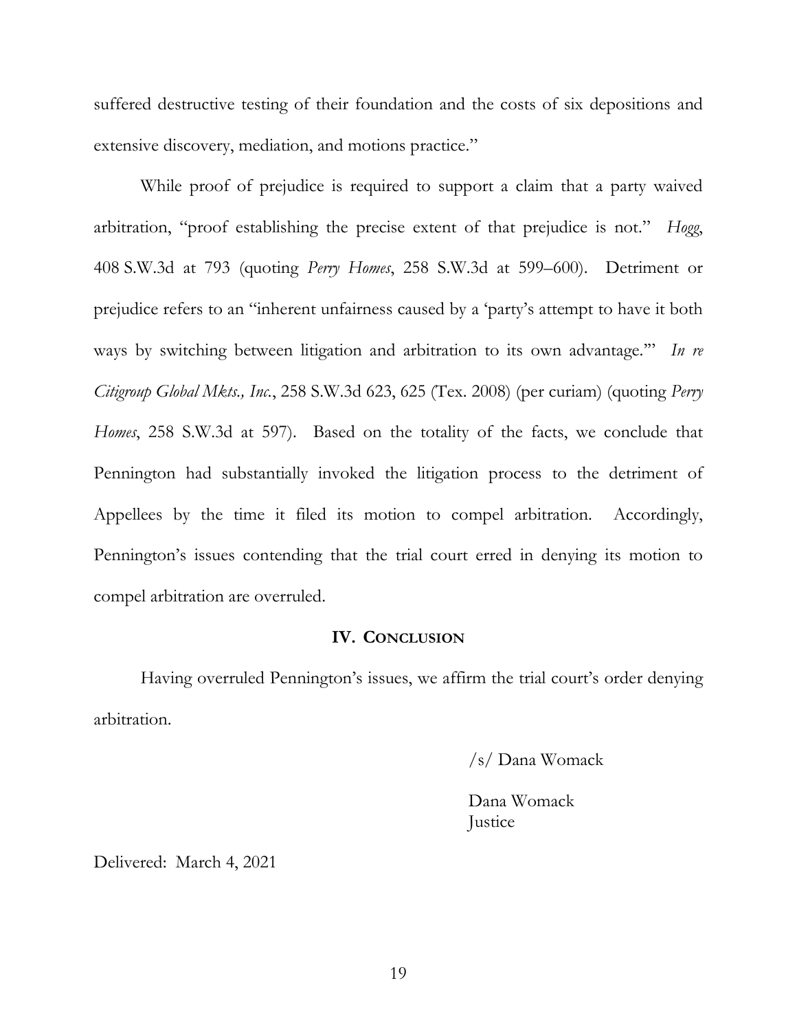suffered destructive testing of their foundation and the costs of six depositions and extensive discovery, mediation, and motions practice."

While proof of prejudice is required to support a claim that a party waived arbitration, "proof establishing the precise extent of that prejudice is not." *Hogg*, 408 S.W.3d at 793 (quoting *Perry Homes*, 258 S.W.3d at 599–600). Detriment or prejudice refers to an "inherent unfairness caused by a 'party's attempt to have it both ways by switching between litigation and arbitration to its own advantage.'" *In re Citigroup Global Mkts., Inc.*, 258 S.W.3d 623, 625 (Tex. 2008) (per curiam) (quoting *Perry Homes*, 258 S.W.3d at 597). Based on the totality of the facts, we conclude that Pennington had substantially invoked the litigation process to the detriment of Appellees by the time it filed its motion to compel arbitration. Accordingly, Pennington's issues contending that the trial court erred in denying its motion to compel arbitration are overruled.

## IV. Conclusion

Having overruled Pennington's issues, we affirm the trial court's order denying arbitration.

/s/ Dana Womack

Dana Womack
Justice

Delivered: March 4, 2021